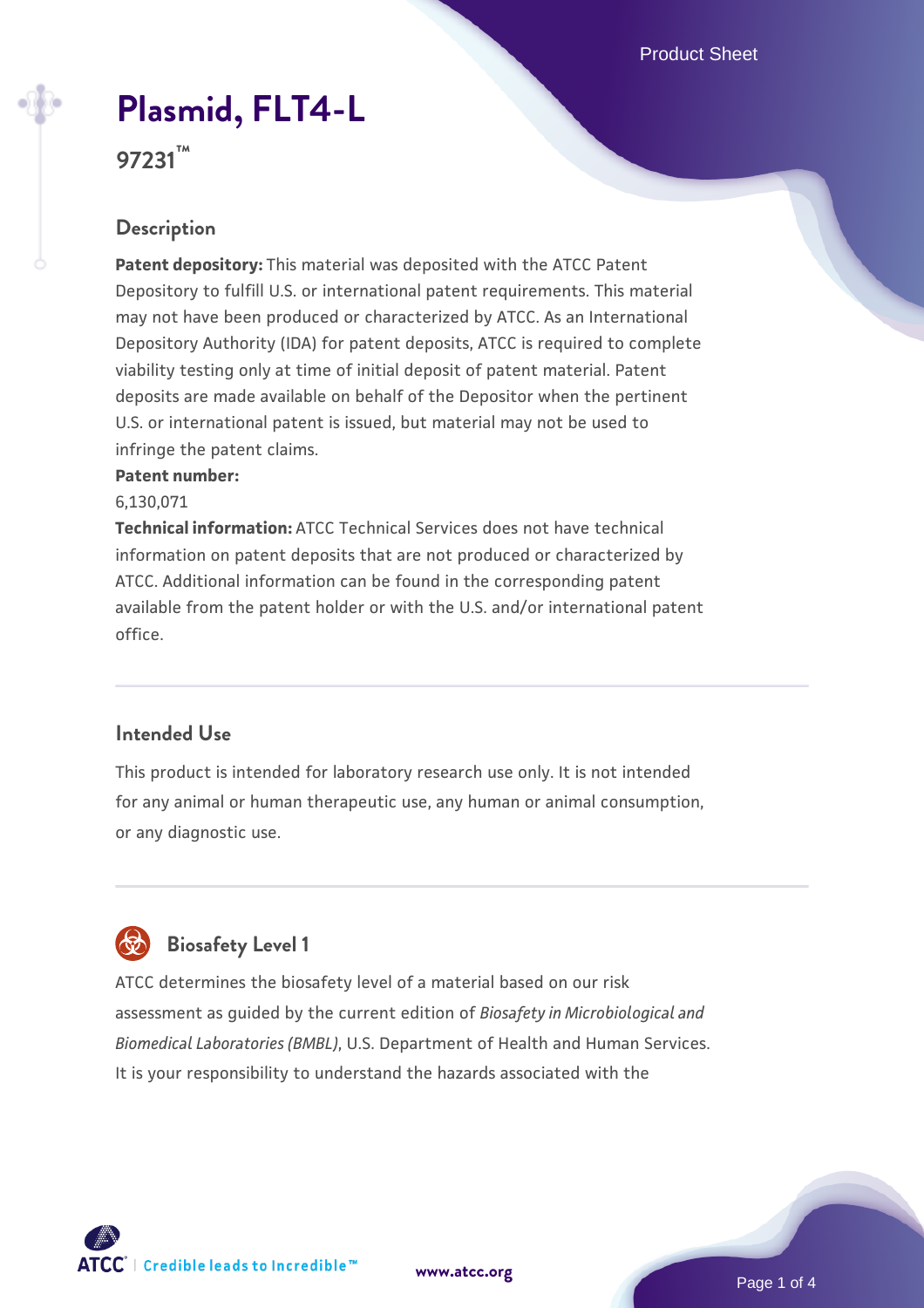# Plasmid, FLT4-L

**97231™**

## Description

**Patent depository:** This material was deposited with the ATCC Patent Depository to fulfill U.S. or international patent requirements. This material may not have been produced or characterized by ATCC. As an International Depository Authority (IDA) for patent deposits, ATCC is required to complete viability testing only at time of initial deposit of patent material. Patent deposits are made available on behalf of the Depositor when the pertinent U.S. or international patent is issued, but material may not be used to infringe the patent claims.

**Patent number:**

6,130,071

**Technical information:** ATCC Technical Services does not have technical information on patent deposits that are not produced or characterized by ATCC. Additional information can be found in the corresponding patent available from the patent holder or with the U.S. and/or international patent office.

## Intended Use

This product is intended for laboratory research use only. It is not intended for any animal or human therapeutic use, any human or animal consumption, or any diagnostic use.

## Biosafety Level 1

ATCC determines the biosafety level of a material based on our risk assessment as guided by the current edition of *Biosafety in Microbiological and Biomedical Laboratories (BMBL)*, U.S. Department of Health and Human Services. It is your responsibility to understand the hazards associated with the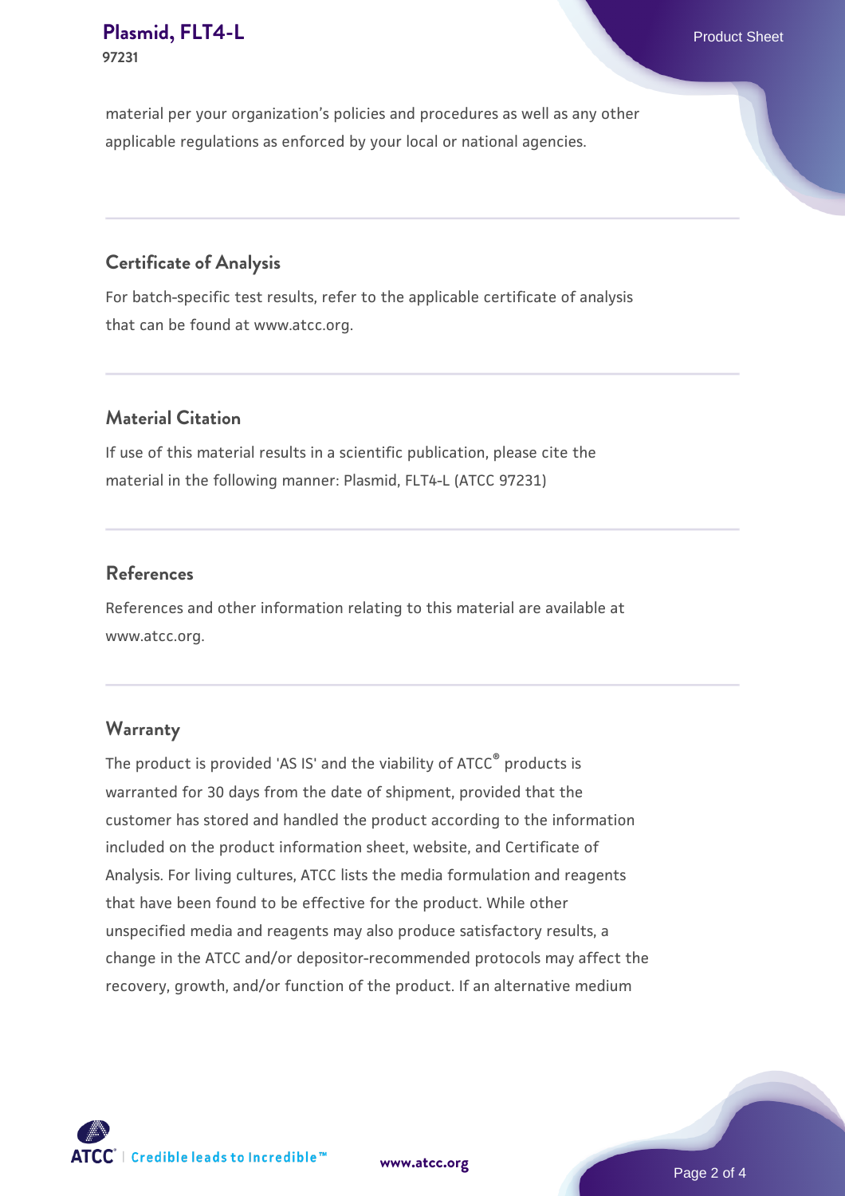material per your organization's policies and procedures as well as any other applicable regulations as enforced by your local or national agencies.

## Certificate of Analysis

For batch-specific test results, refer to the applicable certificate of analysis that can be found at www.atcc.org.

## Material Citation

If use of this material results in a scientific publication, please cite the material in the following manner: Plasmid, FLT4-L (ATCC 97231)

## References

References and other information relating to this material are available at www.atcc.org.

## Warranty

The product is provided 'AS IS' and the viability of ATCC® products is warranted for 30 days from the date of shipment, provided that the customer has stored and handled the product according to the information included on the product information sheet, website, and Certificate of Analysis. For living cultures, ATCC lists the media formulation and reagents that have been found to be effective for the product. While other unspecified media and reagents may also produce satisfactory results, a change in the ATCC and/or depositor-recommended protocols may affect the recovery, growth, and/or function of the product. If an alternative medium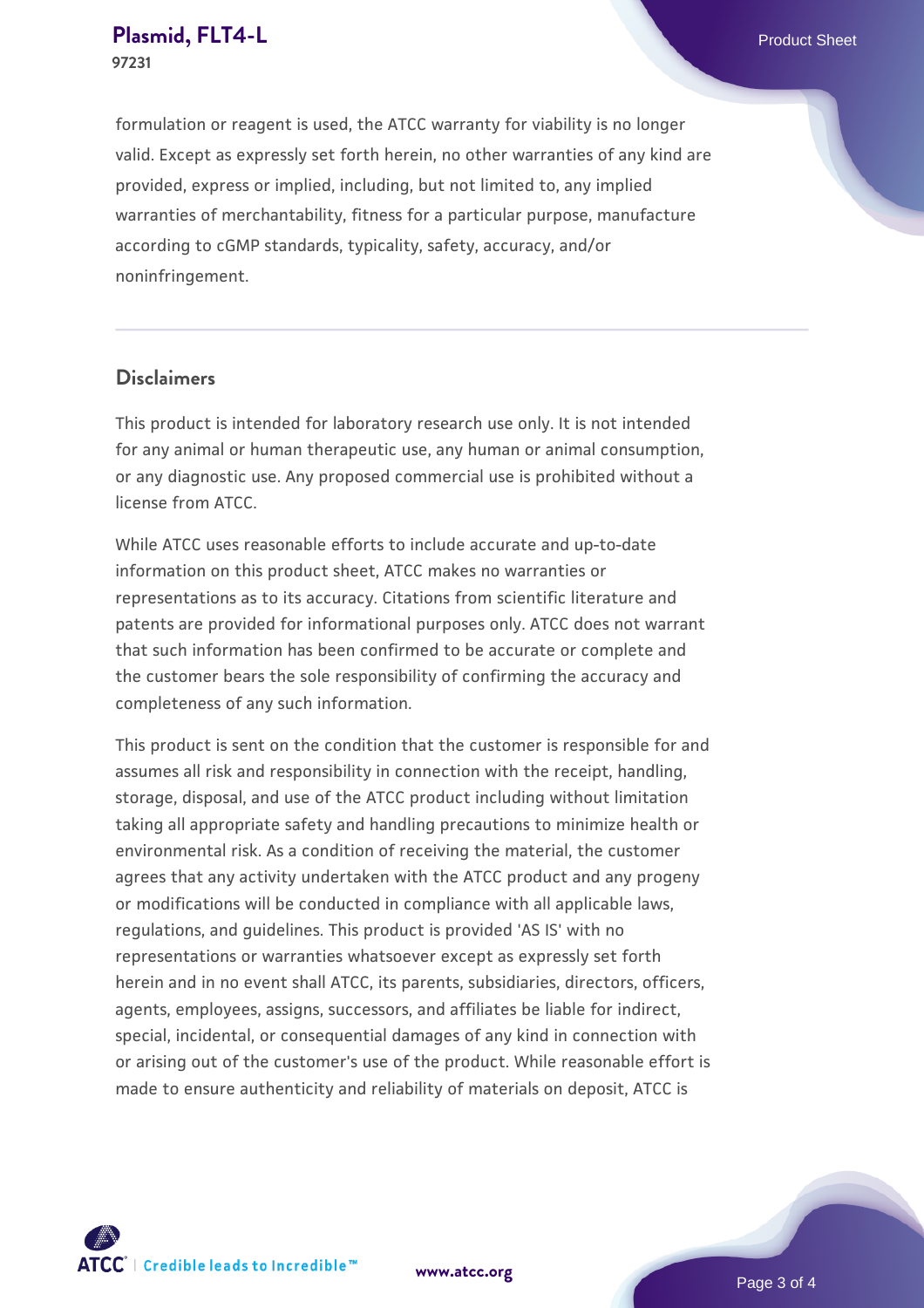formulation or reagent is used, the ATCC warranty for viability is no longer valid. Except as expressly set forth herein, no other warranties of any kind are provided, express or implied, including, but not limited to, any implied warranties of merchantability, fitness for a particular purpose, manufacture according to cGMP standards, typicality, safety, accuracy, and/or noninfringement.

## Disclaimers

This product is intended for laboratory research use only. It is not intended for any animal or human therapeutic use, any human or animal consumption, or any diagnostic use. Any proposed commercial use is prohibited without a license from ATCC.

While ATCC uses reasonable efforts to include accurate and up-to-date information on this product sheet, ATCC makes no warranties or representations as to its accuracy. Citations from scientific literature and patents are provided for informational purposes only. ATCC does not warrant that such information has been confirmed to be accurate or complete and the customer bears the sole responsibility of confirming the accuracy and completeness of any such information.

This product is sent on the condition that the customer is responsible for and assumes all risk and responsibility in connection with the receipt, handling, storage, disposal, and use of the ATCC product including without limitation taking all appropriate safety and handling precautions to minimize health or environmental risk. As a condition of receiving the material, the customer agrees that any activity undertaken with the ATCC product and any progeny or modifications will be conducted in compliance with all applicable laws, regulations, and guidelines. This product is provided 'AS IS' with no representations or warranties whatsoever except as expressly set forth herein and in no event shall ATCC, its parents, subsidiaries, directors, officers, agents, employees, assigns, successors, and affiliates be liable for indirect, special, incidental, or consequential damages of any kind in connection with or arising out of the customer's use of the product. While reasonable effort is made to ensure authenticity and reliability of materials on deposit, ATCC is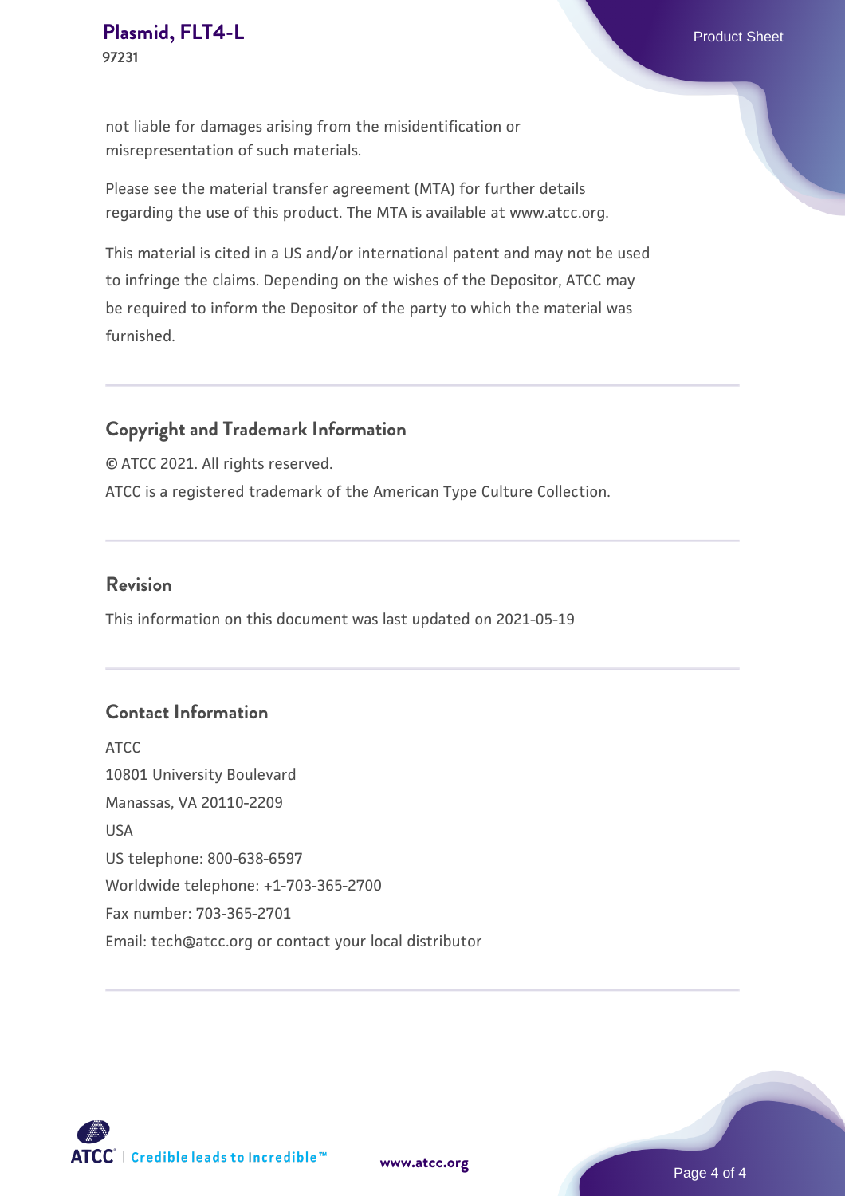not liable for damages arising from the misidentification or misrepresentation of such materials.

Please see the material transfer agreement (MTA) for further details regarding the use of this product. The MTA is available at www.atcc.org.

This material is cited in a US and/or international patent and may not be used to infringe the claims. Depending on the wishes of the Depositor, ATCC may be required to inform the Depositor of the party to which the material was furnished.

## Copyright and Trademark Information

© ATCC 2021. All rights reserved.

ATCC is a registered trademark of the American Type Culture Collection.

## Revision

This information on this document was last updated on 2021-05-19

## Contact Information

ATCC
10801 University Boulevard
Manassas, VA 20110-2209
USA
US telephone: 800-638-6597
Worldwide telephone: +1-703-365-2700
Fax number: 703-365-2701
Email: tech@atcc.org or contact your local distributor